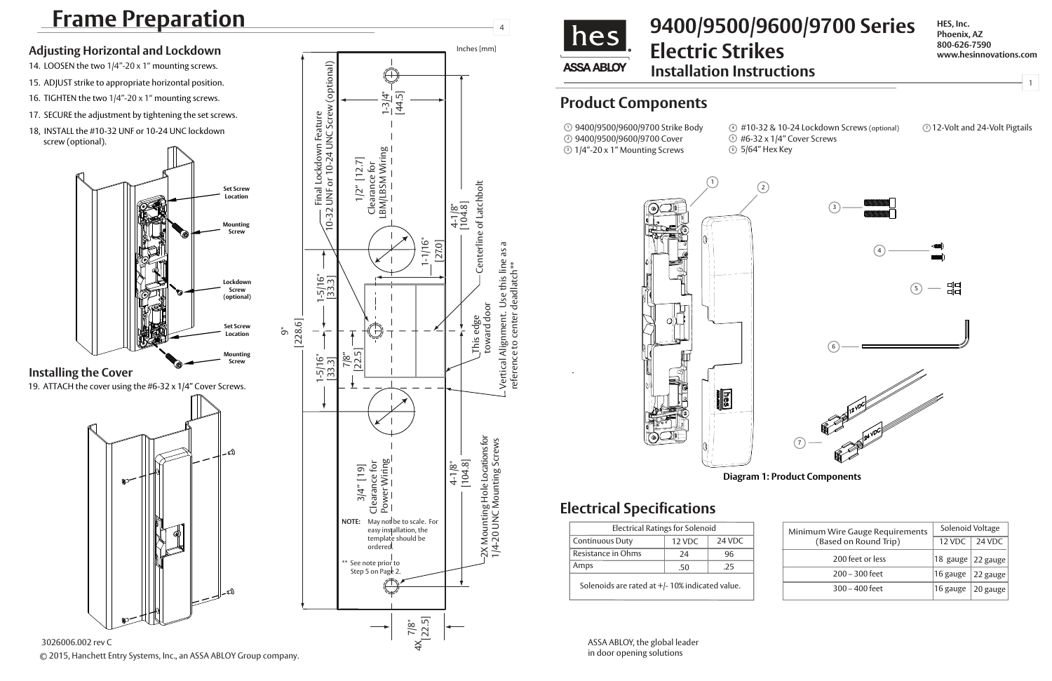# Frame Preparation

### Adjusting Horizontal and Lockdown

14. LOOSEN the two 1/4"-20 x 1" mounting screws.
15. ADJUST strike to appropriate horizontal position.
16. TIGHTEN the two 1/4"-20 x 1" mounting screws.
17. SECURE the adjustment by tightening the set screws.
18. INSTALL the #10-32 UNF or 10-24 UNC lockdown screw (optional).

Set Screw Location
Mounting Screw
Lockdown Screw (optional)
Set Screw Location
Mounting Screw

### Installing the Cover

19. ATTACH the cover using the #6-32 x 1/4" Cover Screws.

Inches [mm]

Final Lockdown Feature 10-32 UNF or 10-24 UNC Screw (optional)

1/2" [12.7] Clearance for LBM/LBSM Wiring

1-3/4" [44.5]

4-1/8" [104.8]

1-1/16" [27.0]

Centerline of Latchbolt

9" [228.6]

1-5/16" [33.3]

1-5/16" [33.3]

7/8" [22.5]

This edge toward door

Vertical Alignment. Use this line as a reference to center deadlatch**

3/4" [19] Clearance for Power Wiring

4-1/8" [104.8]

2X Mounting Hole Locations for 1/4-20 UNC Mounting Screws

NOTE: May not be to scale. For easy installation, the template should be ordered.

** See note prior to Step 5 on Page 2.

4X 7/8" [22.5]

3026006.002 rev C

© 2015, Hanchett Entry Systems, Inc., an ASSA ABLOY Group company.

# 9400/9500/9600/9700 Series Electric Strikes

## Installation Instructions

HES, Inc.
Phoenix, AZ
800-626-7590
www.hesinnovations.com

## Product Components

1. 9400/9500/9600/9700 Strike Body
2. 9400/9500/9600/9700 Cover
3. 1/4"-20 x 1" Mounting Screws
4. #10-32 & 10-24 Lockdown Screws (optional)
5. #6-32 x 1/4" Cover Screws
6. 5/64" Hex Key
7. 12-Volt and 24-Volt Pigtails

**Diagram 1: Product Components**

## Electrical Specifications

| Electrical Ratings for Solenoid | | |
|---|---|---|
| Continuous Duty | 12 VDC | 24 VDC |
| Resistance in Ohms | 24 | 96 |
| Amps | .50 | .25 |
| Solenoids are rated at +/- 10% indicated value. | | |

| Minimum Wire Gauge Requirements (Based on Round Trip) | Solenoid Voltage | |
|---|---|---|
| | 12 VDC | 24 VDC |
| 200 feet or less | 18 gauge | 22 gauge |
| 200 – 300 feet | 16 gauge | 22 gauge |
| 300 – 400 feet | 16 gauge | 20 gauge |

ASSA ABLOY, the global leader in door opening solutions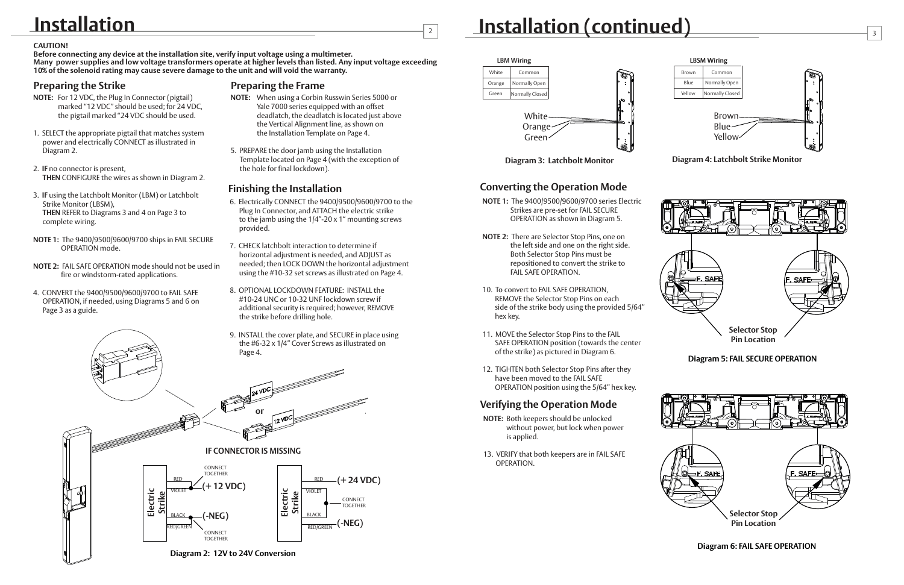# Installation

**CAUTION!**
**Before connecting any device at the installation site, verify input voltage using a multimeter.**
**Many power supplies and low voltage transformers operate at higher levels than listed. Any input voltage exceeding 10% of the solenoid rating may cause severe damage to the unit and will void the warranty.**

## Preparing the Strike

**NOTE:** For 12 VDC, the Plug In Connector (pigtail) marked "12 VDC" should be used; for 24 VDC, the pigtail marked "24 VDC should be used.

1. SELECT the appropriate pigtail that matches system power and electrically CONNECT as illustrated in Diagram 2.

2. **IF** no connector is present,
   **THEN** CONFIGURE the wires as shown in Diagram 2.

3. **IF** using the Latchbolt Monitor (LBM) or Latchbolt Strike Monitor (LBSM),
   **THEN** REFER to Diagrams 3 and 4 on Page 3 to complete wiring.

**NOTE 1:** The 9400/9500/9600/9700 ships in FAIL SECURE OPERATION mode.

**NOTE 2:** FAIL SAFE OPERATION mode should not be used in fire or windstorm-rated applications.

4. CONVERT the 9400/9500/9600/9700 to FAIL SAFE OPERATION, if needed, using Diagrams 5 and 6 on Page 3 as a guide.

## Preparing the Frame

**NOTE:** When using a Corbin Russwin Series 5000 or Yale 7000 series equipped with an offset deadlatch, the deadlatch is located just above the Vertical Alignment line, as shown on the Installation Template on Page 4.

5. PREPARE the door jamb using the Installation Template located on Page 4 (with the exception of the hole for final lockdown).

## Finishing the Installation

6. Electrically CONNECT the 9400/9500/9600/9700 to the Plug In Connector, and ATTACH the electric strike to the jamb using the 1/4"-20 x 1" mounting screws provided.

7. CHECK latchbolt interaction to determine if horizontal adjustment is needed, and ADJUST as needed; then LOCK DOWN the horizontal adjustment using the #10-32 set screws as illustrated on Page 4.

8. OPTIONAL LOCKDOWN FEATURE: INSTALL the #10-24 UNC or 10-32 UNF lockdown screw if additional security is required; however, REMOVE the strike before drilling hole.

9. INSTALL the cover plate, and SECURE in place using the #6-32 x 1/4" Cover Screws as illustrated on Page 4.

24 VDC
or
12 VDC

IF CONNECTOR IS MISSING

Electric Strike
RED
VIOLET
BLACK
RED/GREEN
CONNECT TOGETHER
(+ 12 VDC)
(-NEG)
CONNECT TOGETHER

Electric Strike
RED
VIOLET
BLACK
RED/GREEN
(+ 24 VDC)
CONNECT TOGETHER
(-NEG)

**Diagram 2: 12V to 24V Conversion**

# Installation (continued)

**LBM Wiring**

| | |
|---|---|
| White | Common |
| Orange | Normally Open |
| Green | Normally Closed |

White
Orange
Green

**Diagram 3: Latchbolt Monitor**

**LBSM Wiring**

| | |
|---|---|
| Brown | Common |
| Blue | Normally Open |
| Yellow | Normally Closed |

Brown
Blue
Yellow

**Diagram 4: Latchbolt Strike Monitor**

## Converting the Operation Mode

**NOTE 1:** The 9400/9500/9600/9700 series Electric Strikes are pre-set for FAIL SECURE OPERATION as shown in Diagram 5.

**NOTE 2:** There are Selector Stop Pins, one on the left side and one on the right side. Both Selector Stop Pins must be repositioned to convert the strike to FAIL SAFE OPERATION.

10. To convert to FAIL SAFE OPERATION, REMOVE the Selector Stop Pins on each side of the strike body using the provided 5/64" hex key.

11. MOVE the Selector Stop Pins to the FAIL SAFE OPERATION position (towards the center of the strike) as pictured in Diagram 6.

12. TIGHTEN both Selector Stop Pins after they have been moved to the FAIL SAFE OPERATION position using the 5/64" hex key.

## Verifying the Operation Mode

**NOTE:** Both keepers should be unlocked without power, but lock when power is applied.

13. VERIFY that both keepers are in FAIL SAFE OPERATION.

F. SAFE
F. SAFE
Selector Stop Pin Location

**Diagram 5: FAIL SECURE OPERATION**

F. SAFE
F. SAFE
Selector Stop Pin Location

**Diagram 6: FAIL SAFE OPERATION**